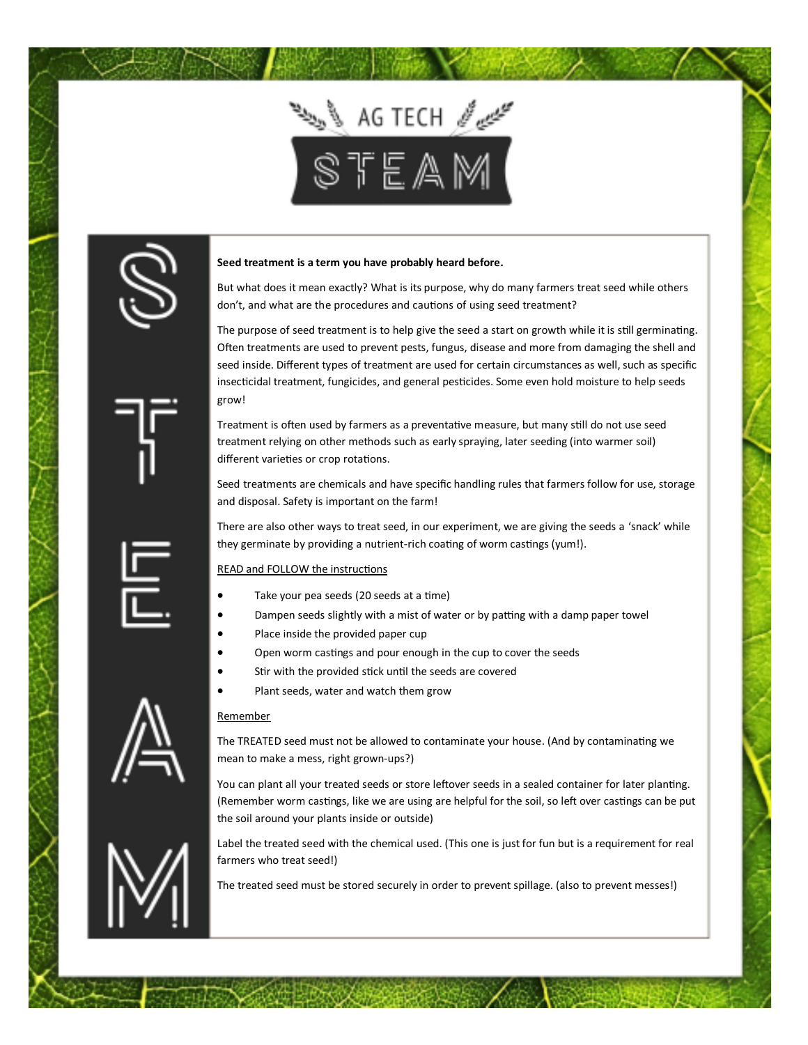# AG TECH STEAM

**Seed treatment is a term you have probably heard before.**

But what does it mean exactly? What is its purpose, why do many farmers treat seed while others don't, and what are the procedures and cautions of using seed treatment?

The purpose of seed treatment is to help give the seed a start on growth while it is still germinating. Often treatments are used to prevent pests, fungus, disease and more from damaging the shell and seed inside. Different types of treatment are used for certain circumstances as well, such as specific insecticidal treatment, fungicides, and general pesticides. Some even hold moisture to help seeds grow!

Treatment is often used by farmers as a preventative measure, but many still do not use seed treatment relying on other methods such as early spraying, later seeding (into warmer soil) different varieties or crop rotations.

Seed treatments are chemicals and have specific handling rules that farmers follow for use, storage and disposal. Safety is important on the farm!

There are also other ways to treat seed, in our experiment, we are giving the seeds a 'snack' while they germinate by providing a nutrient-rich coating of worm castings (yum!).

<u>READ and FOLLOW the instructions</u>

- Take your pea seeds (20 seeds at a time)
- Dampen seeds slightly with a mist of water or by patting with a damp paper towel
- Place inside the provided paper cup
- Open worm castings and pour enough in the cup to cover the seeds
- Stir with the provided stick until the seeds are covered
- Plant seeds, water and watch them grow

<u>Remember</u>

The TREATED seed must not be allowed to contaminate your house. (And by contaminating we mean to make a mess, right grown-ups?)

You can plant all your treated seeds or store leftover seeds in a sealed container for later planting. (Remember worm castings, like we are using are helpful for the soil, so left over castings can be put the soil around your plants inside or outside)

Label the treated seed with the chemical used. (This one is just for fun but is a requirement for real farmers who treat seed!)

The treated seed must be stored securely in order to prevent spillage. (also to prevent messes!)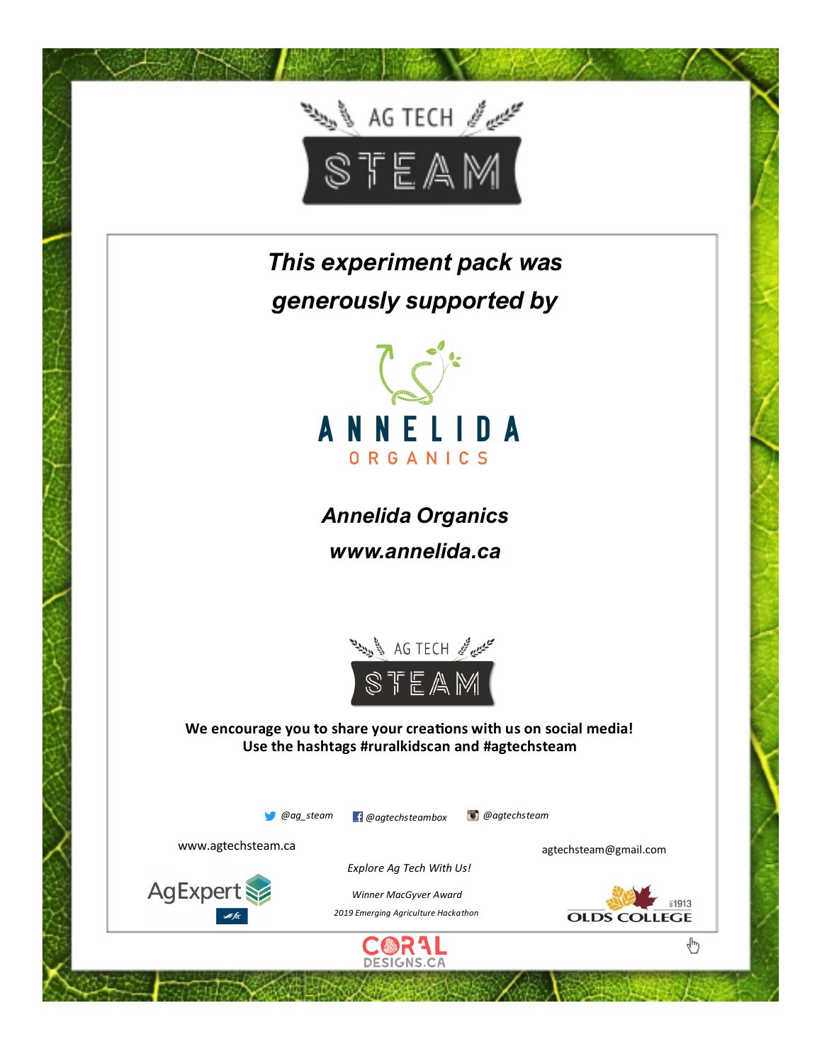AG TECH STEAM

***This experiment pack was generously supported by***

ANNELIDA ORGANICS

***Annelida Organics***

***www.annelida.ca***

AG TECH STEAM

**We encourage you to share your creations with us on social media!**
**Use the hashtags #ruralkidscan and #agtechsteam**

*@ag_steam* *@agtechsteambox* *@agtechsteam*

www.agtechsteam.ca

agtechsteam@gmail.com

*Explore Ag Tech With Us!*

*Winner MacGyver Award*

*2019 Emerging Agriculture Hackathon*

AgExpert

OLDS COLLEGE 1913

CORAL DESIGNS.CA